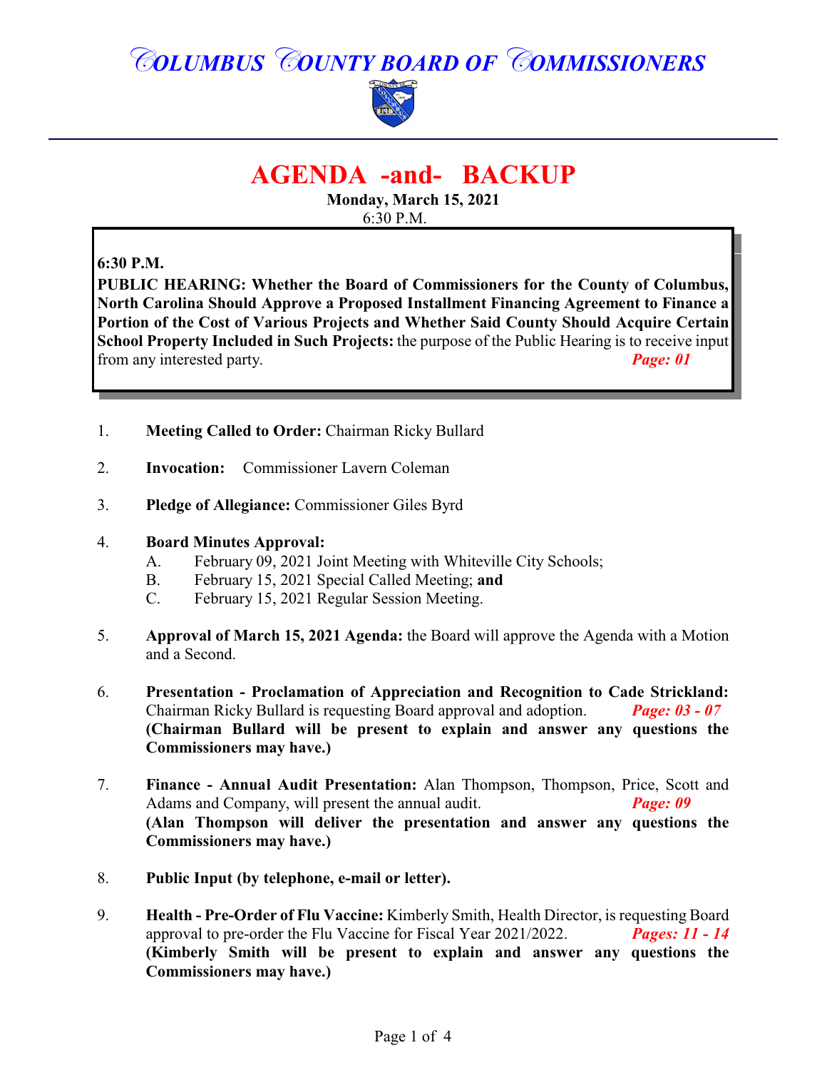# COLUMBUS COUNTY BOARD OF COMMISSIONERS

## AGENDA -and- BACKUP

**Monday, March 15, 2021**
6:30 P.M.

**6:30 P.M.**
**PUBLIC HEARING: Whether the Board of Commissioners for the County of Columbus, North Carolina Should Approve a Proposed Installment Financing Agreement to Finance a Portion of the Cost of Various Projects and Whether Said County Should Acquire Certain School Property Included in Such Projects:** the purpose of the Public Hearing is to receive input from any interested party. ***Page: 01***

1. **Meeting Called to Order:** Chairman Ricky Bullard

2. **Invocation:** Commissioner Lavern Coleman

3. **Pledge of Allegiance:** Commissioner Giles Byrd

4. **Board Minutes Approval:**
   - A. February 09, 2021 Joint Meeting with Whiteville City Schools;
   - B. February 15, 2021 Special Called Meeting; **and**
   - C. February 15, 2021 Regular Session Meeting.

5. **Approval of March 15, 2021 Agenda:** the Board will approve the Agenda with a Motion and a Second.

6. **Presentation - Proclamation of Appreciation and Recognition to Cade Strickland:** Chairman Ricky Bullard is requesting Board approval and adoption. ***Page: 03 - 07***
   **(Chairman Bullard will be present to explain and answer any questions the Commissioners may have.)**

7. **Finance - Annual Audit Presentation:** Alan Thompson, Thompson, Price, Scott and Adams and Company, will present the annual audit. ***Page: 09***
   **(Alan Thompson will deliver the presentation and answer any questions the Commissioners may have.)**

8. **Public Input (by telephone, e-mail or letter).**

9. **Health - Pre-Order of Flu Vaccine:** Kimberly Smith, Health Director, is requesting Board approval to pre-order the Flu Vaccine for Fiscal Year 2021/2022. ***Pages: 11 - 14***
   **(Kimberly Smith will be present to explain and answer any questions the Commissioners may have.)**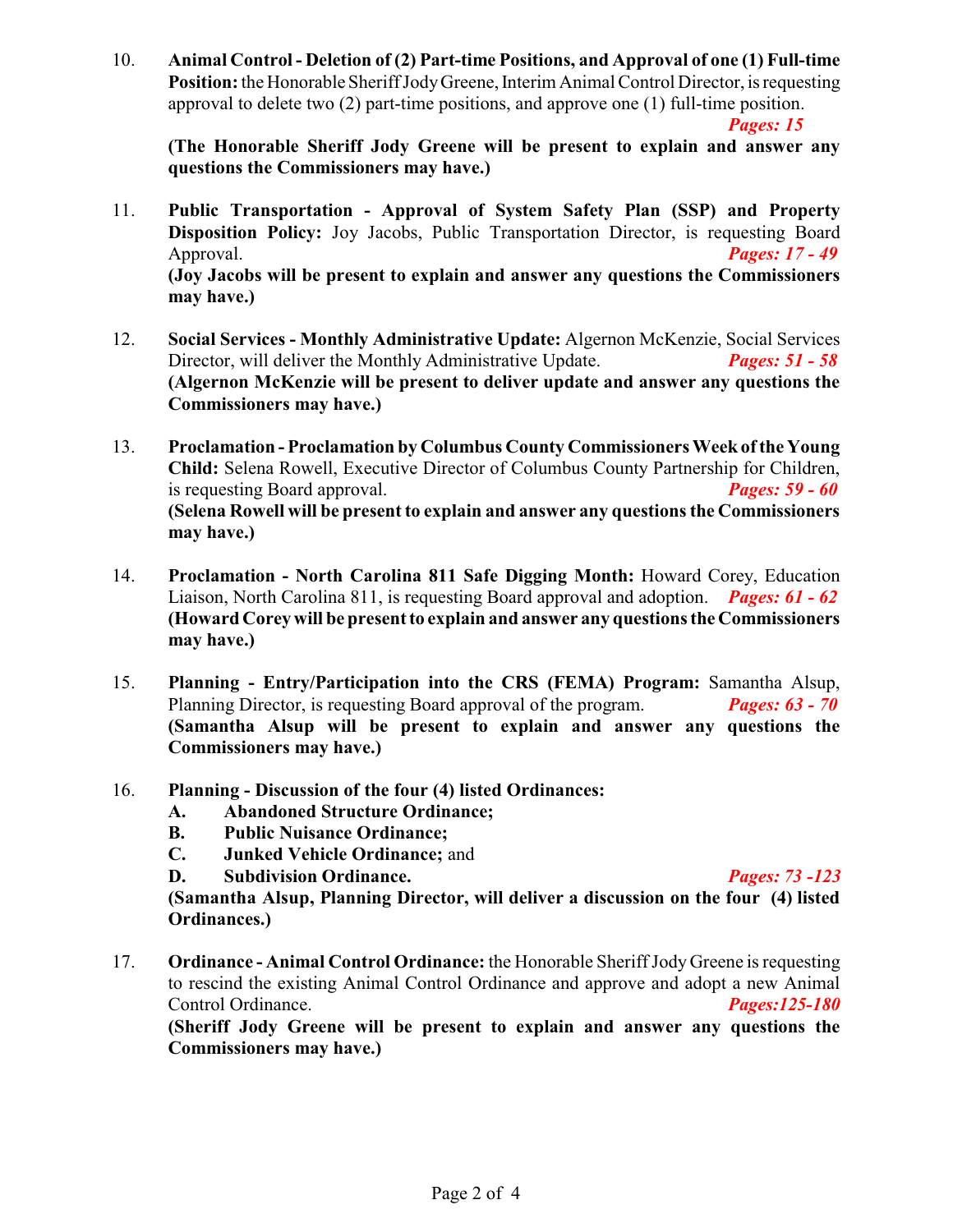10. **Animal Control - Deletion of (2) Part-time Positions, and Approval of one (1) Full-time Position:** the Honorable Sheriff Jody Greene, Interim Animal Control Director, is requesting approval to delete two (2) part-time positions, and approve one (1) full-time position. ***Pages: 15***
**(The Honorable Sheriff Jody Greene will be present to explain and answer any questions the Commissioners may have.)**

11. **Public Transportation - Approval of System Safety Plan (SSP) and Property Disposition Policy:** Joy Jacobs, Public Transportation Director, is requesting Board Approval. ***Pages: 17 - 49***
**(Joy Jacobs will be present to explain and answer any questions the Commissioners may have.)**

12. **Social Services - Monthly Administrative Update:** Algernon McKenzie, Social Services Director, will deliver the Monthly Administrative Update. ***Pages: 51 - 58***
**(Algernon McKenzie will be present to deliver update and answer any questions the Commissioners may have.)**

13. **Proclamation - Proclamation by Columbus County Commissioners Week of the Young Child:** Selena Rowell, Executive Director of Columbus County Partnership for Children, is requesting Board approval. ***Pages: 59 - 60***
**(Selena Rowell will be present to explain and answer any questions the Commissioners may have.)**

14. **Proclamation - North Carolina 811 Safe Digging Month:** Howard Corey, Education Liaison, North Carolina 811, is requesting Board approval and adoption. ***Pages: 61 - 62***
**(Howard Corey will be present to explain and answer any questions the Commissioners may have.)**

15. **Planning - Entry/Participation into the CRS (FEMA) Program:** Samantha Alsup, Planning Director, is requesting Board approval of the program. ***Pages: 63 - 70***
**(Samantha Alsup will be present to explain and answer any questions the Commissioners may have.)**

16. **Planning - Discussion of the four (4) listed Ordinances:**
    - **A. Abandoned Structure Ordinance;**
    - **B. Public Nuisance Ordinance;**
    - **C. Junked Vehicle Ordinance;** and
    - **D. Subdivision Ordinance.** ***Pages: 73 -123***

    **(Samantha Alsup, Planning Director, will deliver a discussion on the four (4) listed Ordinances.)**

17. **Ordinance - Animal Control Ordinance:** the Honorable Sheriff Jody Greene is requesting to rescind the existing Animal Control Ordinance and approve and adopt a new Animal Control Ordinance. ***Pages:125-180***
**(Sheriff Jody Greene will be present to explain and answer any questions the Commissioners may have.)**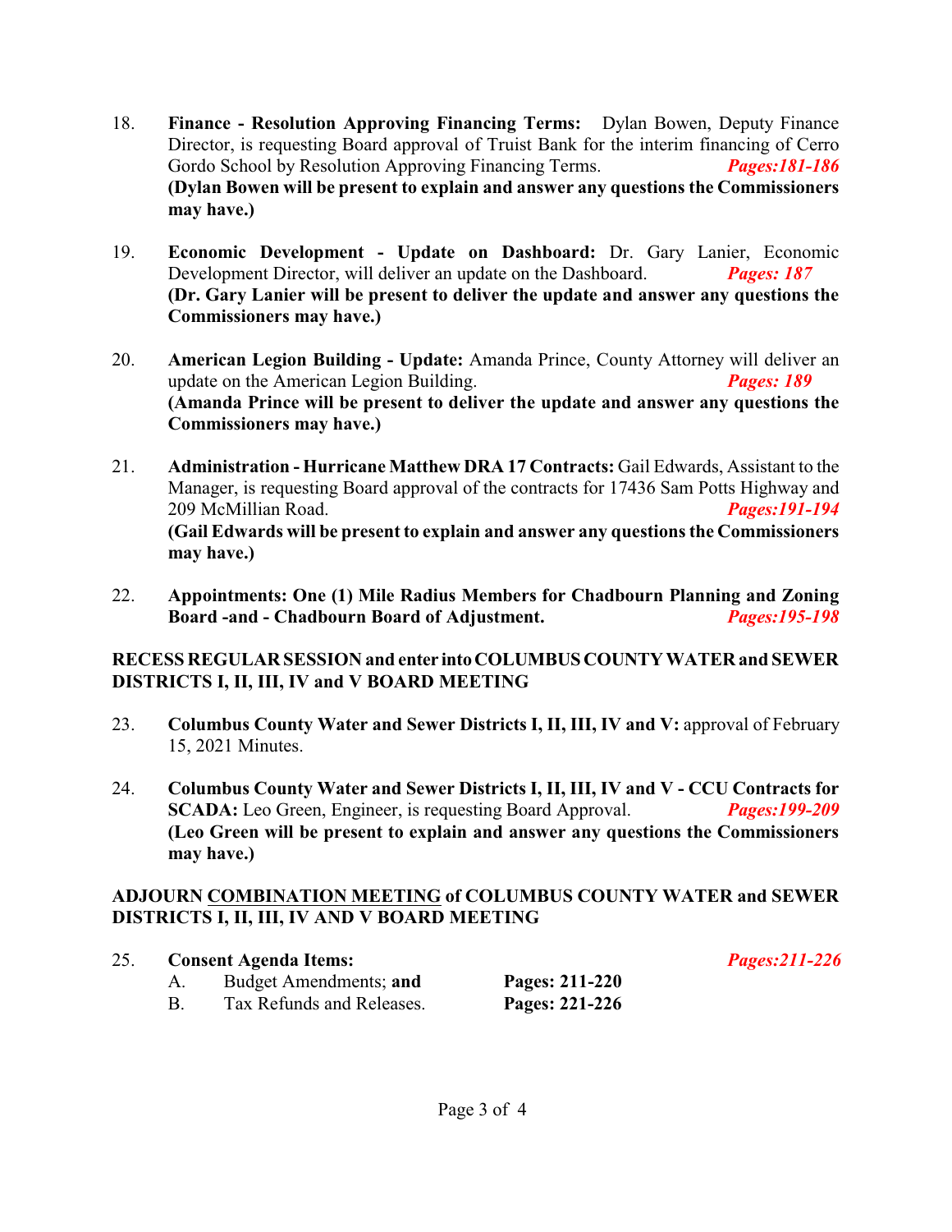18. **Finance - Resolution Approving Financing Terms:** Dylan Bowen, Deputy Finance Director, is requesting Board approval of Truist Bank for the interim financing of Cerro Gordo School by Resolution Approving Financing Terms. ***Pages:181-186***
**(Dylan Bowen will be present to explain and answer any questions the Commissioners may have.)**

19. **Economic Development - Update on Dashboard:** Dr. Gary Lanier, Economic Development Director, will deliver an update on the Dashboard. ***Pages: 187***
**(Dr. Gary Lanier will be present to deliver the update and answer any questions the Commissioners may have.)**

20. **American Legion Building - Update:** Amanda Prince, County Attorney will deliver an update on the American Legion Building. ***Pages: 189***
**(Amanda Prince will be present to deliver the update and answer any questions the Commissioners may have.)**

21. **Administration - Hurricane Matthew DRA 17 Contracts:** Gail Edwards, Assistant to the Manager, is requesting Board approval of the contracts for 17436 Sam Potts Highway and 209 McMillian Road. ***Pages:191-194***
**(Gail Edwards will be present to explain and answer any questions the Commissioners may have.)**

22. **Appointments: One (1) Mile Radius Members for Chadbourn Planning and Zoning Board -and - Chadbourn Board of Adjustment.** ***Pages:195-198***

**RECESS REGULAR SESSION and enter into COLUMBUS COUNTY WATER and SEWER DISTRICTS I, II, III, IV and V BOARD MEETING**

23. **Columbus County Water and Sewer Districts I, II, III, IV and V:** approval of February 15, 2021 Minutes.

24. **Columbus County Water and Sewer Districts I, II, III, IV and V - CCU Contracts for SCADA:** Leo Green, Engineer, is requesting Board Approval. ***Pages:199-209***
**(Leo Green will be present to explain and answer any questions the Commissioners may have.)**

**ADJOURN COMBINATION MEETING of COLUMBUS COUNTY WATER and SEWER DISTRICTS I, II, III, IV AND V BOARD MEETING**

25. **Consent Agenda Items:** ***Pages:211-226***
    - A. Budget Amendments; **and** **Pages: 211-220**
    - B. Tax Refunds and Releases. **Pages: 221-226**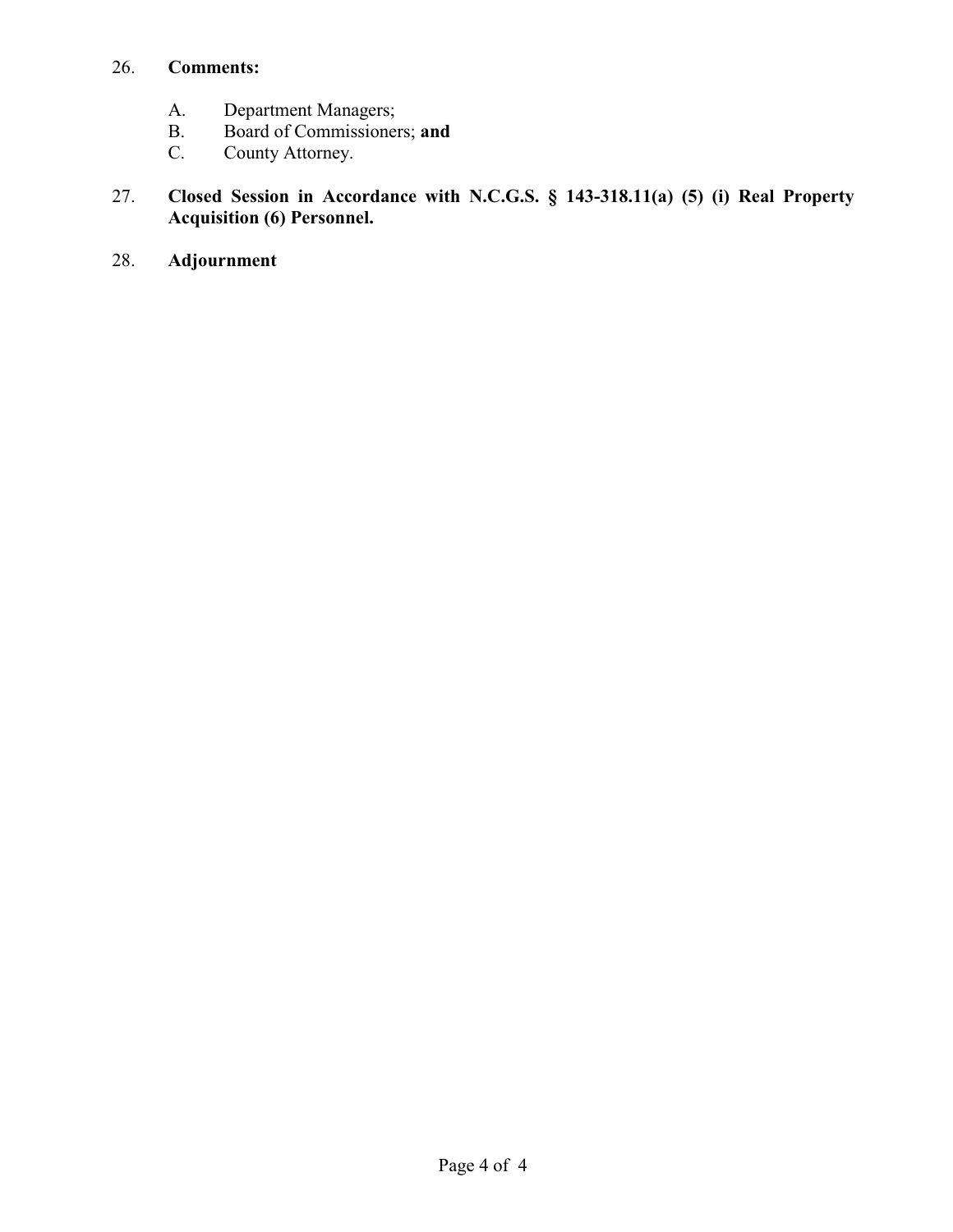26. **Comments:**

    A. Department Managers;
    B. Board of Commissioners; **and**
    C. County Attorney.

27. **Closed Session in Accordance with N.C.G.S. § 143-318.11(a) (5) (i) Real Property Acquisition (6) Personnel.**

28. **Adjournment**